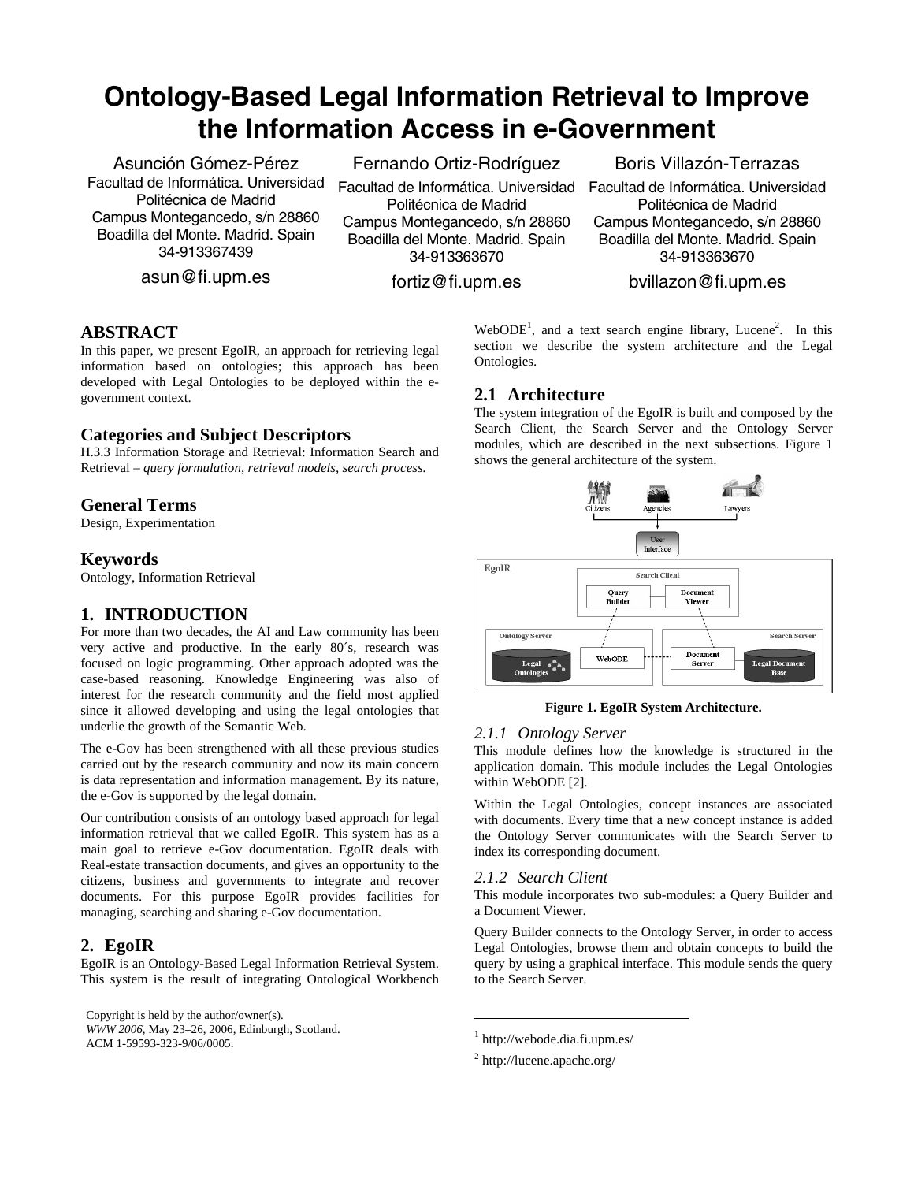# Ontology-Based Legal Information Retrieval to Improve the Information Access in e-Government

Asunción Gómez-Pérez
Facultad de Informática. Universidad Politécnica de Madrid
Campus Montegancedo, s/n 28860
Boadilla del Monte. Madrid. Spain
34-913367439
asun@fi.upm.es

Fernando Ortiz-Rodríguez
Facultad de Informática. Universidad Politécnica de Madrid
Campus Montegancedo, s/n 28860
Boadilla del Monte. Madrid. Spain
34-913363670
fortiz@fi.upm.es

Boris Villazón-Terrazas
Facultad de Informática. Universidad Politécnica de Madrid
Campus Montegancedo, s/n 28860
Boadilla del Monte. Madrid. Spain
34-913363670
bvillazon@fi.upm.es

## ABSTRACT

In this paper, we present EgoIR, an approach for retrieving legal information based on ontologies; this approach has been developed with Legal Ontologies to be deployed within the e-government context.

## Categories and Subject Descriptors

H.3.3 Information Storage and Retrieval: Information Search and Retrieval – *query formulation, retrieval models, search process.*

## General Terms

Design, Experimentation

## Keywords

Ontology, Information Retrieval

## 1. INTRODUCTION

For more than two decades, the AI and Law community has been very active and productive. In the early 80´s, research was focused on logic programming. Other approach adopted was the case-based reasoning. Knowledge Engineering was also of interest for the research community and the field most applied since it allowed developing and using the legal ontologies that underlie the growth of the Semantic Web.

The e-Gov has been strengthened with all these previous studies carried out by the research community and now its main concern is data representation and information management. By its nature, the e-Gov is supported by the legal domain.

Our contribution consists of an ontology based approach for legal information retrieval that we called EgoIR. This system has as a main goal to retrieve e-Gov documentation. EgoIR deals with Real-estate transaction documents, and gives an opportunity to the citizens, business and governments to integrate and recover documents. For this purpose EgoIR provides facilities for managing, searching and sharing e-Gov documentation.

## 2. EgoIR

EgoIR is an Ontology-Based Legal Information Retrieval System. This system is the result of integrating Ontological Workbench WebODE[1], and a text search engine library, Lucene[2]. In this section we describe the system architecture and the Legal Ontologies.

### 2.1 Architecture

The system integration of the EgoIR is built and composed by the Search Client, the Search Server and the Ontology Server modules, which are described in the next subsections. Figure 1 shows the general architecture of the system.

**Figure 1. EgoIR System Architecture.**

#### 2.1.1 Ontology Server

This module defines how the knowledge is structured in the application domain. This module includes the Legal Ontologies within WebODE [2].

Within the Legal Ontologies, concept instances are associated with documents. Every time that a new concept instance is added the Ontology Server communicates with the Search Server to index its corresponding document.

#### 2.1.2 Search Client

This module incorporates two sub-modules: a Query Builder and a Document Viewer.

Query Builder connects to the Ontology Server, in order to access Legal Ontologies, browse them and obtain concepts to build the query by using a graphical interface. This module sends the query to the Search Server.

Copyright is held by the author/owner(s).
*WWW 2006*, May 23–26, 2006, Edinburgh, Scotland.
ACM 1-59593-323-9/06/0005.

[1] http://webode.dia.fi.upm.es/

[2] http://lucene.apache.org/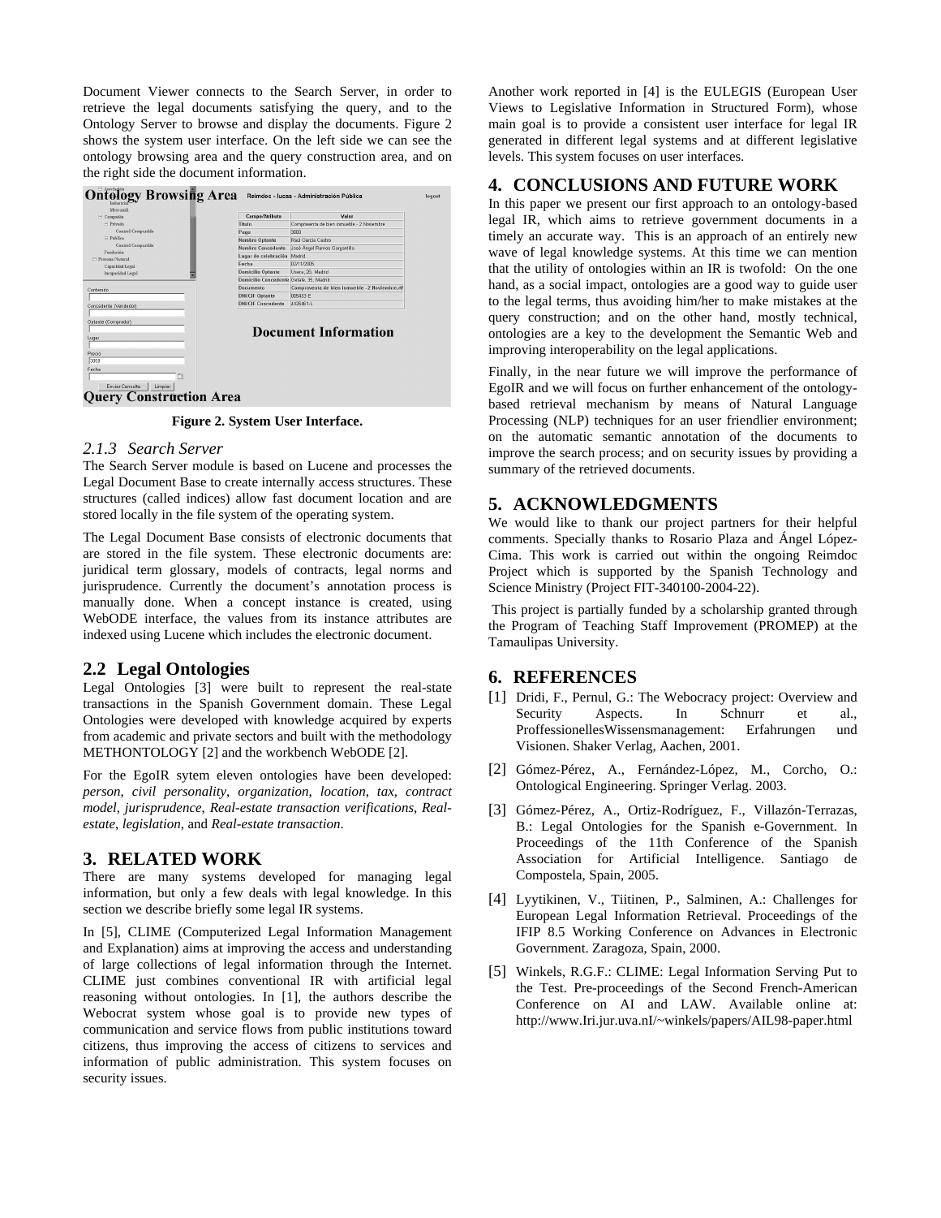Document Viewer connects to the Search Server, in order to retrieve the legal documents satisfying the query, and to the Ontology Server to browse and display the documents. Figure 2 shows the system user interface. On the left side we can see the ontology browsing area and the query construction area, and on the right side the document information.

**Figure 2. System User Interface.**

### 2.1.3 Search Server

The Search Server module is based on Lucene and processes the Legal Document Base to create internally access structures. These structures (called indices) allow fast document location and are stored locally in the file system of the operating system.

The Legal Document Base consists of electronic documents that are stored in the file system. These electronic documents are: juridical term glossary, models of contracts, legal norms and jurisprudence. Currently the document's annotation process is manually done. When a concept instance is created, using WebODE interface, the values from its instance attributes are indexed using Lucene which includes the electronic document.

## 2.2 Legal Ontologies

Legal Ontologies [3] were built to represent the real-state transactions in the Spanish Government domain. These Legal Ontologies were developed with knowledge acquired by experts from academic and private sectors and built with the methodology METHONTOLOGY [2] and the workbench WebODE [2].

For the EgoIR sytem eleven ontologies have been developed: *person*, *civil personality*, *organization*, *location*, *tax*, *contract model*, *jurisprudence*, *Real-estate transaction verifications*, *Real-estate*, *legislation*, and *Real-estate transaction*.

## 3. RELATED WORK

There are many systems developed for managing legal information, but only a few deals with legal knowledge. In this section we describe briefly some legal IR systems.

In [5], CLIME (Computerized Legal Information Management and Explanation) aims at improving the access and understanding of large collections of legal information through the Internet. CLIME just combines conventional IR with artificial legal reasoning without ontologies. In [1], the authors describe the Webocrat system whose goal is to provide new types of communication and service flows from public institutions toward citizens, thus improving the access of citizens to services and information of public administration. This system focuses on security issues.

Another work reported in [4] is the EULEGIS (European User Views to Legislative Information in Structured Form), whose main goal is to provide a consistent user interface for legal IR generated in different legal systems and at different legislative levels. This system focuses on user interfaces.

## 4. CONCLUSIONS AND FUTURE WORK

In this paper we present our first approach to an ontology-based legal IR, which aims to retrieve government documents in a timely an accurate way. This is an approach of an entirely new wave of legal knowledge systems. At this time we can mention that the utility of ontologies within an IR is twofold: On the one hand, as a social impact, ontologies are a good way to guide user to the legal terms, thus avoiding him/her to make mistakes at the query construction; and on the other hand, mostly technical, ontologies are a key to the development the Semantic Web and improving interoperability on the legal applications.

Finally, in the near future we will improve the performance of EgoIR and we will focus on further enhancement of the ontology-based retrieval mechanism by means of Natural Language Processing (NLP) techniques for an user friendlier environment; on the automatic semantic annotation of the documents to improve the search process; and on security issues by providing a summary of the retrieved documents.

## 5. ACKNOWLEDGMENTS

We would like to thank our project partners for their helpful comments. Specially thanks to Rosario Plaza and Ángel López-Cima. This work is carried out within the ongoing Reimdoc Project which is supported by the Spanish Technology and Science Ministry (Project FIT-340100-2004-22).

This project is partially funded by a scholarship granted through the Program of Teaching Staff Improvement (PROMEP) at the Tamaulipas University.

## 6. REFERENCES

[1] Dridi, F., Pernul, G.: The Webocracy project: Overview and Security Aspects. In Schnurr et al., ProffessionellesWissensmanagement: Erfahrungen und Visionen. Shaker Verlag, Aachen, 2001.

[2] Gómez-Pérez, A., Fernández-López, M., Corcho, O.: Ontological Engineering. Springer Verlag. 2003.

[3] Gómez-Pérez, A., Ortiz-Rodríguez, F., Villazón-Terrazas, B.: Legal Ontologies for the Spanish e-Government. In Proceedings of the 11th Conference of the Spanish Association for Artificial Intelligence. Santiago de Compostela, Spain, 2005.

[4] Lyytikinen, V., Tiitinen, P., Salminen, A.: Challenges for European Legal Information Retrieval. Proceedings of the IFIP 8.5 Working Conference on Advances in Electronic Government. Zaragoza, Spain, 2000.

[5] Winkels, R.G.F.: CLIME: Legal Information Serving Put to the Test. Pre-proceedings of the Second French-American Conference on AI and LAW. Available online at: http://www.Iri.jur.uva.nI/~winkels/papers/AIL98-paper.html